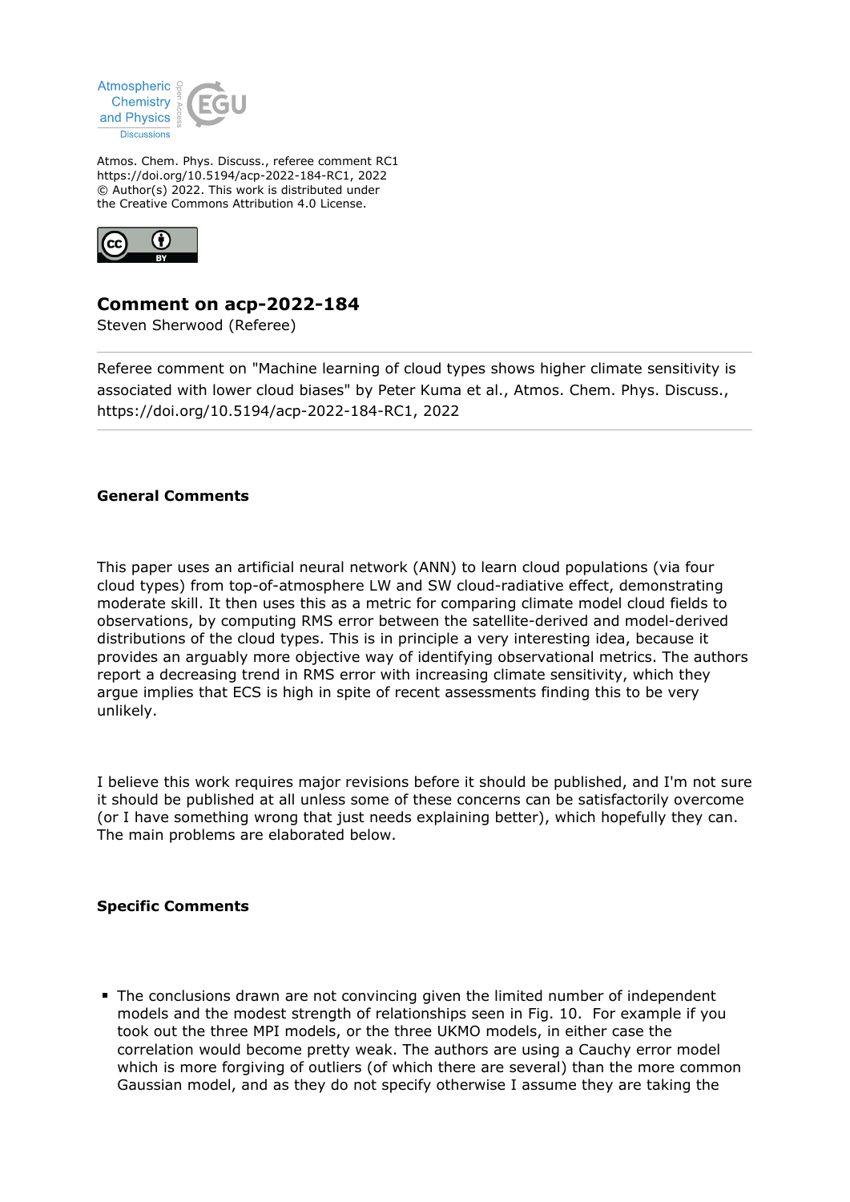Atmos. Chem. Phys. Discuss., referee comment RC1
https://doi.org/10.5194/acp-2022-184-RC1, 2022
© Author(s) 2022. This work is distributed under
the Creative Commons Attribution 4.0 License.

## Comment on acp-2022-184

Steven Sherwood (Referee)

Referee comment on "Machine learning of cloud types shows higher climate sensitivity is associated with lower cloud biases" by Peter Kuma et al., Atmos. Chem. Phys. Discuss., https://doi.org/10.5194/acp-2022-184-RC1, 2022

### General Comments

This paper uses an artificial neural network (ANN) to learn cloud populations (via four cloud types) from top-of-atmosphere LW and SW cloud-radiative effect, demonstrating moderate skill. It then uses this as a metric for comparing climate model cloud fields to observations, by computing RMS error between the satellite-derived and model-derived distributions of the cloud types. This is in principle a very interesting idea, because it provides an arguably more objective way of identifying observational metrics. The authors report a decreasing trend in RMS error with increasing climate sensitivity, which they argue implies that ECS is high in spite of recent assessments finding this to be very unlikely.

I believe this work requires major revisions before it should be published, and I'm not sure it should be published at all unless some of these concerns can be satisfactorily overcome (or I have something wrong that just needs explaining better), which hopefully they can. The main problems are elaborated below.

### Specific Comments

- The conclusions drawn are not convincing given the limited number of independent models and the modest strength of relationships seen in Fig. 10. For example if you took out the three MPI models, or the three UKMO models, in either case the correlation would become pretty weak. The authors are using a Cauchy error model which is more forgiving of outliers (of which there are several) than the more common Gaussian model, and as they do not specify otherwise I assume they are taking the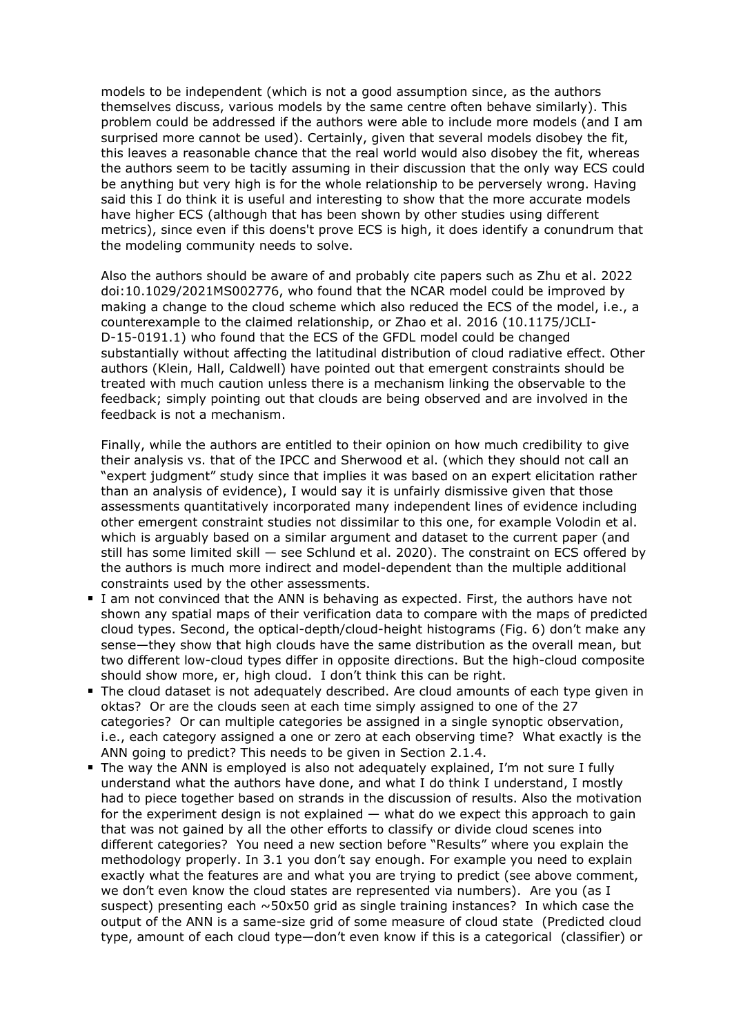models to be independent (which is not a good assumption since, as the authors themselves discuss, various models by the same centre often behave similarly). This problem could be addressed if the authors were able to include more models (and I am surprised more cannot be used). Certainly, given that several models disobey the fit, this leaves a reasonable chance that the real world would also disobey the fit, whereas the authors seem to be tacitly assuming in their discussion that the only way ECS could be anything but very high is for the whole relationship to be perversely wrong. Having said this I do think it is useful and interesting to show that the more accurate models have higher ECS (although that has been shown by other studies using different metrics), since even if this doens't prove ECS is high, it does identify a conundrum that the modeling community needs to solve.

Also the authors should be aware of and probably cite papers such as Zhu et al. 2022 doi:10.1029/2021MS002776, who found that the NCAR model could be improved by making a change to the cloud scheme which also reduced the ECS of the model, i.e., a counterexample to the claimed relationship, or Zhao et al. 2016 (10.1175/JCLI-D-15-0191.1) who found that the ECS of the GFDL model could be changed substantially without affecting the latitudinal distribution of cloud radiative effect. Other authors (Klein, Hall, Caldwell) have pointed out that emergent constraints should be treated with much caution unless there is a mechanism linking the observable to the feedback; simply pointing out that clouds are being observed and are involved in the feedback is not a mechanism.

Finally, while the authors are entitled to their opinion on how much credibility to give their analysis vs. that of the IPCC and Sherwood et al. (which they should not call an "expert judgment" study since that implies it was based on an expert elicitation rather than an analysis of evidence), I would say it is unfairly dismissive given that those assessments quantitatively incorporated many independent lines of evidence including other emergent constraint studies not dissimilar to this one, for example Volodin et al. which is arguably based on a similar argument and dataset to the current paper (and still has some limited skill — see Schlund et al. 2020). The constraint on ECS offered by the authors is much more indirect and model-dependent than the multiple additional constraints used by the other assessments.

- I am not convinced that the ANN is behaving as expected. First, the authors have not shown any spatial maps of their verification data to compare with the maps of predicted cloud types. Second, the optical-depth/cloud-height histograms (Fig. 6) don't make any sense—they show that high clouds have the same distribution as the overall mean, but two different low-cloud types differ in opposite directions. But the high-cloud composite should show more, er, high cloud. I don't think this can be right.
- The cloud dataset is not adequately described. Are cloud amounts of each type given in oktas? Or are the clouds seen at each time simply assigned to one of the 27 categories? Or can multiple categories be assigned in a single synoptic observation, i.e., each category assigned a one or zero at each observing time? What exactly is the ANN going to predict? This needs to be given in Section 2.1.4.
- The way the ANN is employed is also not adequately explained, I'm not sure I fully understand what the authors have done, and what I do think I understand, I mostly had to piece together based on strands in the discussion of results. Also the motivation for the experiment design is not explained — what do we expect this approach to gain that was not gained by all the other efforts to classify or divide cloud scenes into different categories? You need a new section before "Results" where you explain the methodology properly. In 3.1 you don't say enough. For example you need to explain exactly what the features are and what you are trying to predict (see above comment, we don't even know the cloud states are represented via numbers). Are you (as I suspect) presenting each ~50x50 grid as single training instances? In which case the output of the ANN is a same-size grid of some measure of cloud state (Predicted cloud type, amount of each cloud type—don't even know if this is a categorical (classifier) or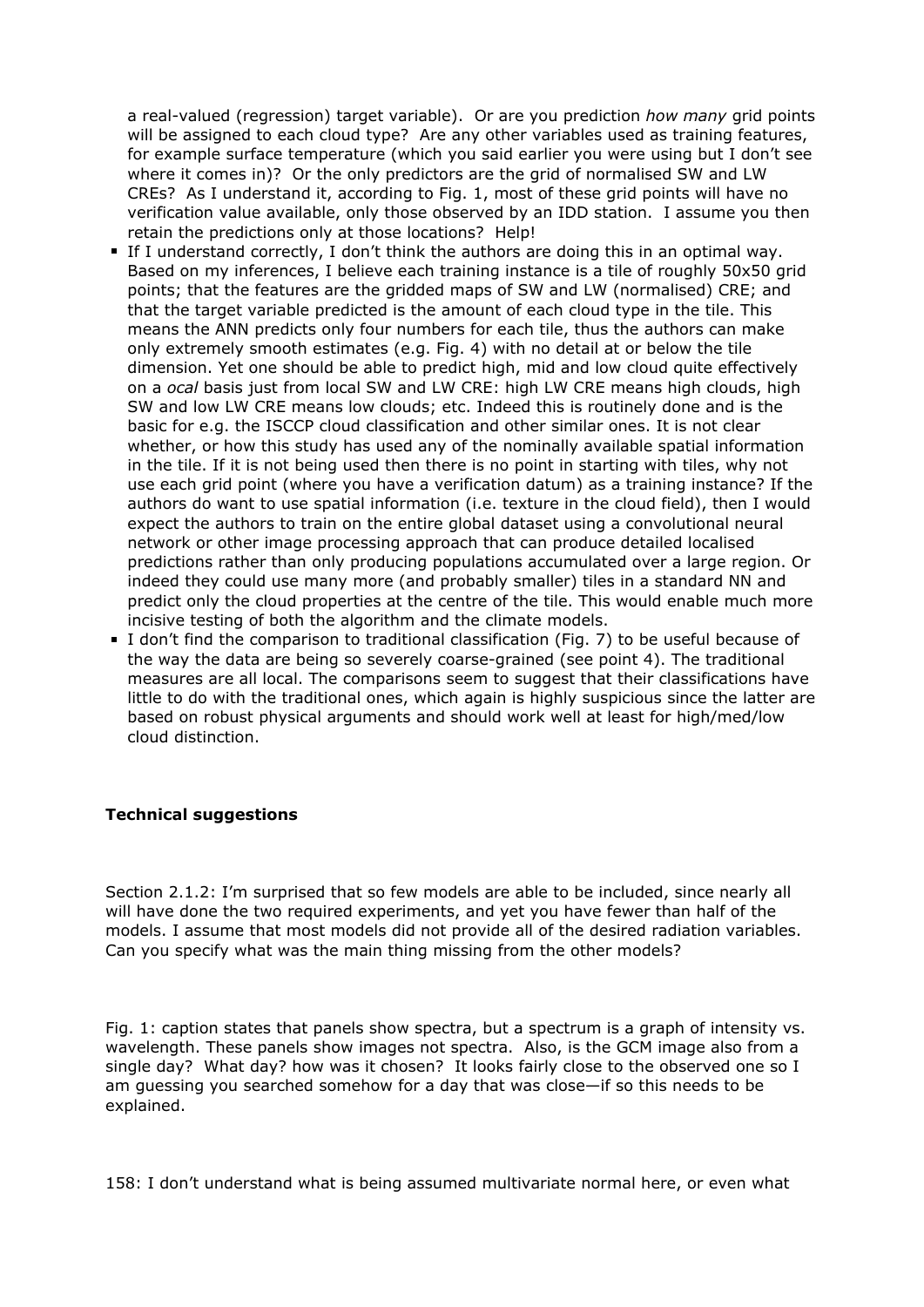a real-valued (regression) target variable). Or are you prediction *how many* grid points will be assigned to each cloud type? Are any other variables used as training features, for example surface temperature (which you said earlier you were using but I don't see where it comes in)? Or the only predictors are the grid of normalised SW and LW CREs? As I understand it, according to Fig. 1, most of these grid points will have no verification value available, only those observed by an IDD station. I assume you then retain the predictions only at those locations? Help!

- If I understand correctly, I don't think the authors are doing this in an optimal way. Based on my inferences, I believe each training instance is a tile of roughly 50x50 grid points; that the features are the gridded maps of SW and LW (normalised) CRE; and that the target variable predicted is the amount of each cloud type in the tile. This means the ANN predicts only four numbers for each tile, thus the authors can make only extremely smooth estimates (e.g. Fig. 4) with no detail at or below the tile dimension. Yet one should be able to predict high, mid and low cloud quite effectively on a *ocal* basis just from local SW and LW CRE: high LW CRE means high clouds, high SW and low LW CRE means low clouds; etc. Indeed this is routinely done and is the basic for e.g. the ISCCP cloud classification and other similar ones. It is not clear whether, or how this study has used any of the nominally available spatial information in the tile. If it is not being used then there is no point in starting with tiles, why not use each grid point (where you have a verification datum) as a training instance? If the authors do want to use spatial information (i.e. texture in the cloud field), then I would expect the authors to train on the entire global dataset using a convolutional neural network or other image processing approach that can produce detailed localised predictions rather than only producing populations accumulated over a large region. Or indeed they could use many more (and probably smaller) tiles in a standard NN and predict only the cloud properties at the centre of the tile. This would enable much more incisive testing of both the algorithm and the climate models.
- I don't find the comparison to traditional classification (Fig. 7) to be useful because of the way the data are being so severely coarse-grained (see point 4). The traditional measures are all local. The comparisons seem to suggest that their classifications have little to do with the traditional ones, which again is highly suspicious since the latter are based on robust physical arguments and should work well at least for high/med/low cloud distinction.

**Technical suggestions**

Section 2.1.2: I'm surprised that so few models are able to be included, since nearly all will have done the two required experiments, and yet you have fewer than half of the models. I assume that most models did not provide all of the desired radiation variables. Can you specify what was the main thing missing from the other models?

Fig. 1: caption states that panels show spectra, but a spectrum is a graph of intensity vs. wavelength. These panels show images not spectra. Also, is the GCM image also from a single day? What day? how was it chosen? It looks fairly close to the observed one so I am guessing you searched somehow for a day that was close—if so this needs to be explained.

158: I don't understand what is being assumed multivariate normal here, or even what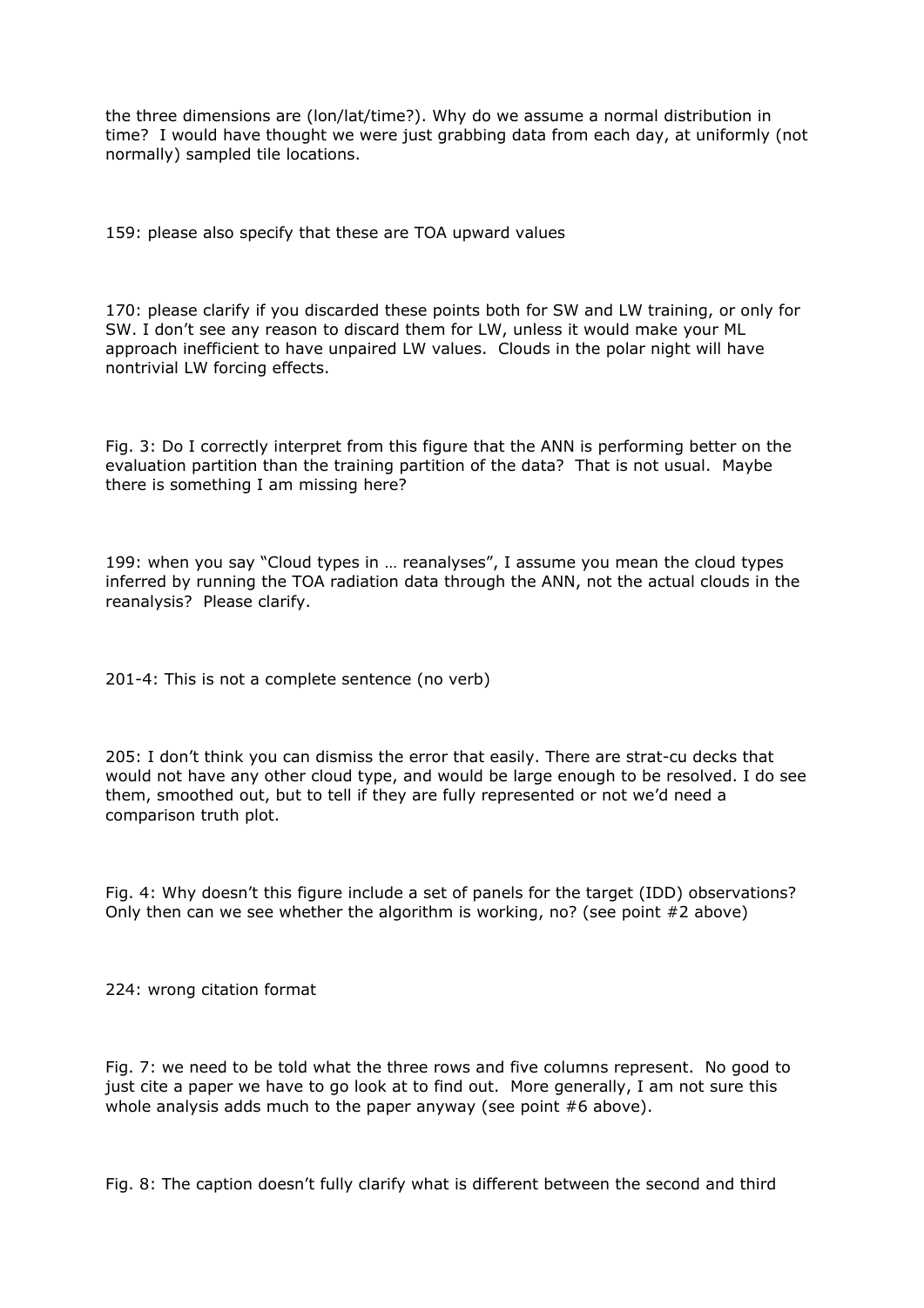the three dimensions are (lon/lat/time?). Why do we assume a normal distribution in time? I would have thought we were just grabbing data from each day, at uniformly (not normally) sampled tile locations.

159: please also specify that these are TOA upward values

170: please clarify if you discarded these points both for SW and LW training, or only for SW. I don't see any reason to discard them for LW, unless it would make your ML approach inefficient to have unpaired LW values. Clouds in the polar night will have nontrivial LW forcing effects.

Fig. 3: Do I correctly interpret from this figure that the ANN is performing better on the evaluation partition than the training partition of the data? That is not usual. Maybe there is something I am missing here?

199: when you say "Cloud types in … reanalyses", I assume you mean the cloud types inferred by running the TOA radiation data through the ANN, not the actual clouds in the reanalysis? Please clarify.

201-4: This is not a complete sentence (no verb)

205: I don't think you can dismiss the error that easily. There are strat-cu decks that would not have any other cloud type, and would be large enough to be resolved. I do see them, smoothed out, but to tell if they are fully represented or not we'd need a comparison truth plot.

Fig. 4: Why doesn't this figure include a set of panels for the target (IDD) observations? Only then can we see whether the algorithm is working, no? (see point #2 above)

224: wrong citation format

Fig. 7: we need to be told what the three rows and five columns represent. No good to just cite a paper we have to go look at to find out. More generally, I am not sure this whole analysis adds much to the paper anyway (see point #6 above).

Fig. 8: The caption doesn't fully clarify what is different between the second and third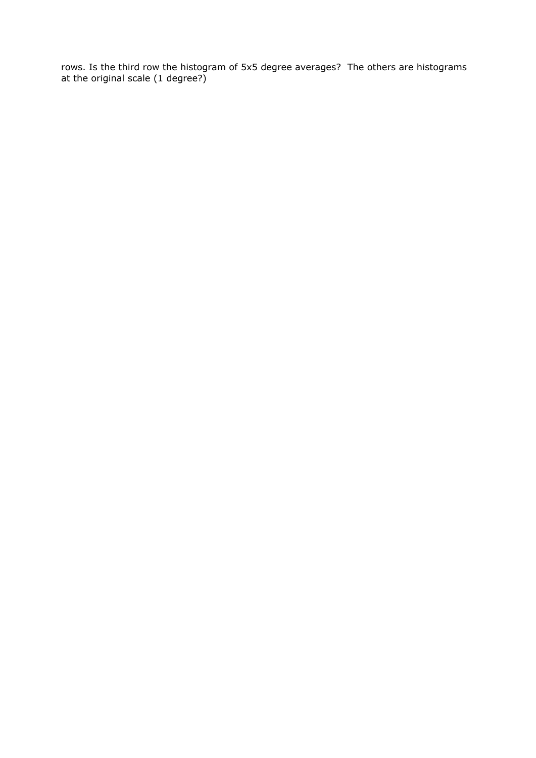rows. Is the third row the histogram of 5x5 degree averages? The others are histograms at the original scale (1 degree?)